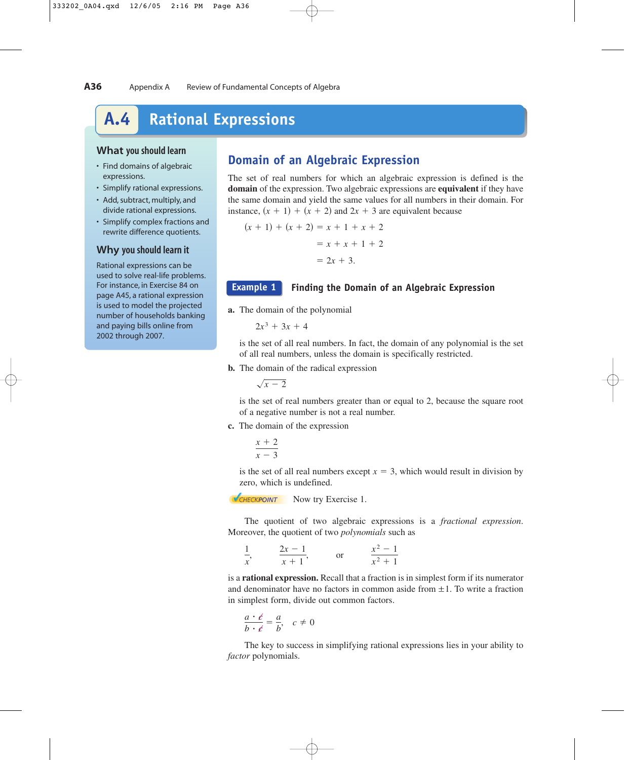# A.4 Rational Expressions

### What you should learn

- Find domains of algebraic expressions.
- Simplify rational expressions.
- Add, subtract, multiply, and divide rational expressions.
- Simplify complex fractions and rewrite difference quotients.

### Why you should learn it

Rational expressions can be used to solve real-life problems. For instance, in Exercise 84 on page A45, a rational expression is used to model the projected number of households banking and paying bills online from 2002 through 2007.

## Domain of an Algebraic Expression

The set of real numbers for which an algebraic expression is defined is the **domain** of the expression. Two algebraic expressions are **equivalent** if they have the same domain and yield the same values for all numbers in their domain. For instance, $(x + 1) + (x + 2)$ and $2x + 3$ are equivalent because

$$\begin{aligned}(x + 1) + (x + 2) &= x + 1 + x + 2\\ &= x + x + 1 + 2\\ &= 2x + 3.\end{aligned}$$

### Example 1 Finding the Domain of an Algebraic Expression

**a.** The domain of the polynomial

$$2x^3 + 3x + 4$$

is the set of all real numbers. In fact, the domain of any polynomial is the set of all real numbers, unless the domain is specifically restricted.

**b.** The domain of the radical expression

$$\sqrt{x - 2}$$

is the set of real numbers greater than or equal to 2, because the square root of a negative number is not a real number.

**c.** The domain of the expression

$$\frac{x + 2}{x - 3}$$

is the set of all real numbers except $x = 3$, which would result in division by zero, which is undefined.

CHECKPOINT Now try Exercise 1.

The quotient of two algebraic expressions is a *fractional expression*. Moreover, the quotient of two *polynomials* such as

$$\frac{1}{x}, \quad \frac{2x - 1}{x + 1}, \quad \text{or} \quad \frac{x^2 - 1}{x^2 + 1}$$

is a **rational expression.** Recall that a fraction is in simplest form if its numerator and denominator have no factors in common aside from $\pm 1$. To write a fraction in simplest form, divide out common factors.

$$\frac{a \cdot \cancel{c}}{b \cdot \cancel{c}} = \frac{a}{b}, \quad c \neq 0$$

The key to success in simplifying rational expressions lies in your ability to *factor* polynomials.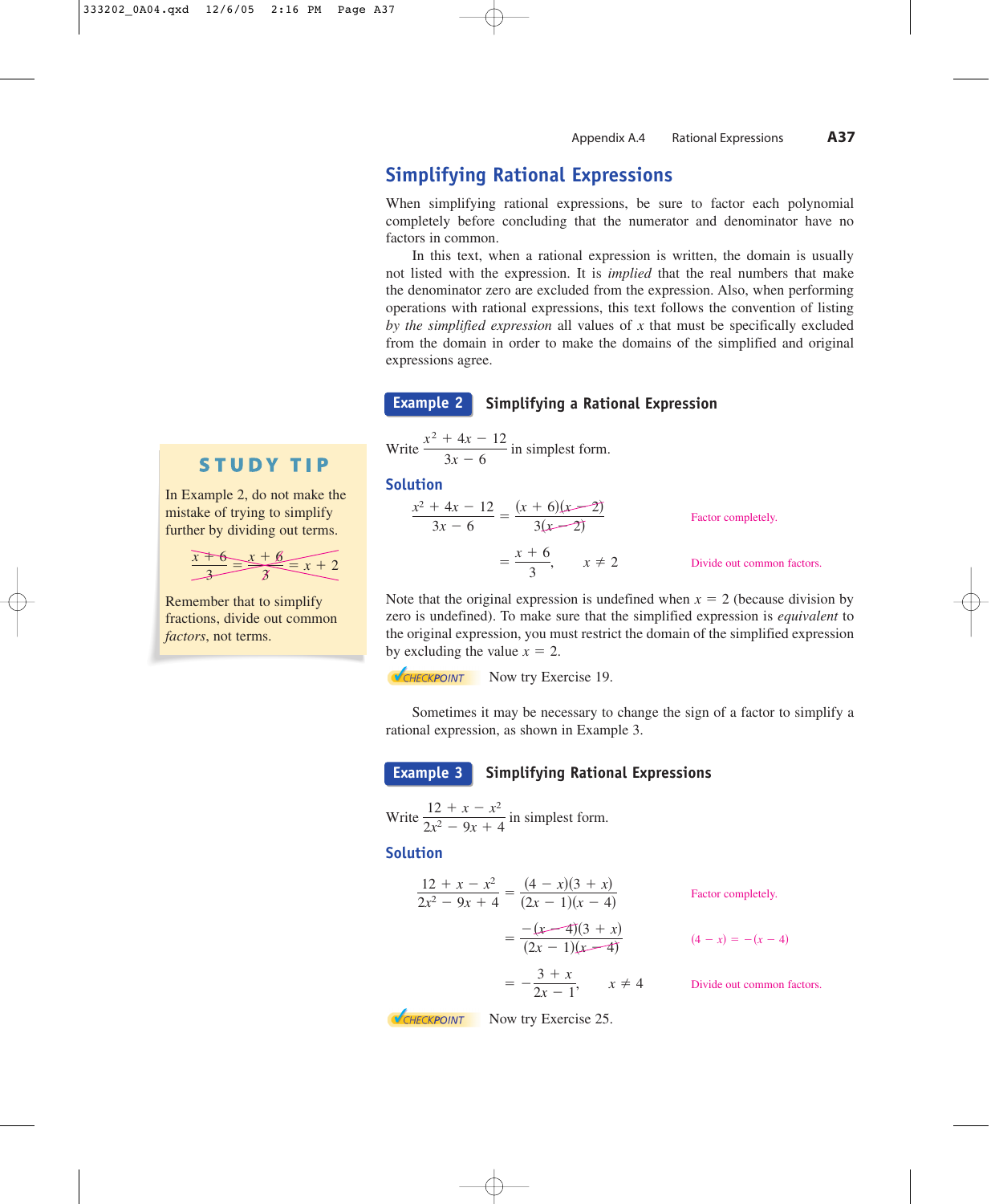## Simplifying Rational Expressions

When simplifying rational expressions, be sure to factor each polynomial completely before concluding that the numerator and denominator have no factors in common.

In this text, when a rational expression is written, the domain is usually not listed with the expression. It is *implied* that the real numbers that make the denominator zero are excluded from the expression. Also, when performing operations with rational expressions, this text follows the convention of listing *by the simplified expression* all values of $x$ that must be specifically excluded from the domain in order to make the domains of the simplified and original expressions agree.

> **STUDY TIP**
>
> In Example 2, do not make the mistake of trying to simplify further by dividing out terms.
>
> $$\frac{x+6}{3} = \frac{x+6}{3} = x + 2$$
>
> Remember that to simplify fractions, divide out common *factors*, not terms.

### Example 2 Simplifying a Rational Expression

Write $\dfrac{x^2 + 4x - 12}{3x - 6}$ in simplest form.

**Solution**

$$\frac{x^2 + 4x - 12}{3x - 6} = \frac{(x+6)(x-2)}{3(x-2)} \qquad \text{Factor completely.}$$

$$= \frac{x+6}{3}, \quad x \neq 2 \qquad \text{Divide out common factors.}$$

Note that the original expression is undefined when $x = 2$ (because division by zero is undefined). To make sure that the simplified expression is *equivalent* to the original expression, you must restrict the domain of the simplified expression by excluding the value $x = 2$.

**CHECKPOINT** Now try Exercise 19.

Sometimes it may be necessary to change the sign of a factor to simplify a rational expression, as shown in Example 3.

### Example 3 Simplifying Rational Expressions

Write $\dfrac{12 + x - x^2}{2x^2 - 9x + 4}$ in simplest form.

**Solution**

$$\frac{12 + x - x^2}{2x^2 - 9x + 4} = \frac{(4-x)(3+x)}{(2x-1)(x-4)} \qquad \text{Factor completely.}$$

$$= \frac{-(x-4)(3+x)}{(2x-1)(x-4)} \qquad (4-x) = -(x-4)$$

$$= -\frac{3+x}{2x-1}, \quad x \neq 4 \qquad \text{Divide out common factors.}$$

**CHECKPOINT** Now try Exercise 25.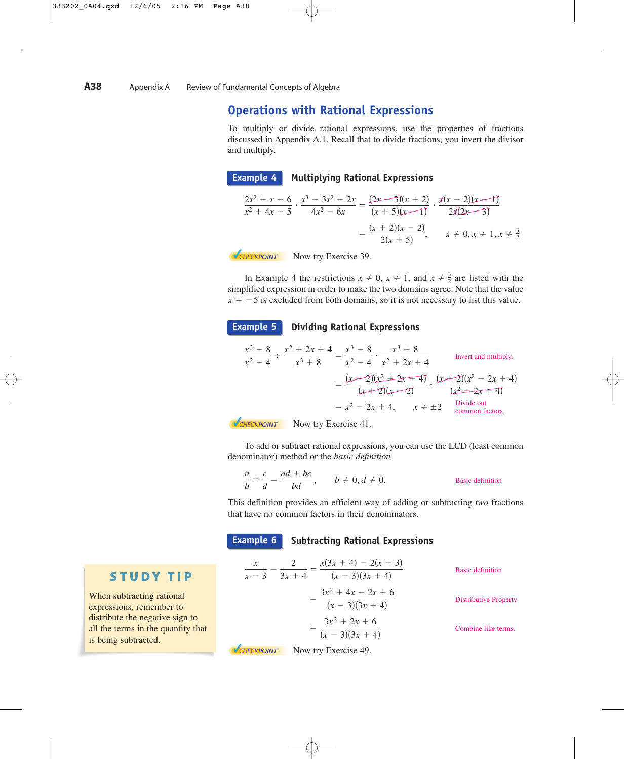## Operations with Rational Expressions

To multiply or divide rational expressions, use the properties of fractions discussed in Appendix A.1. Recall that to divide fractions, you invert the divisor and multiply.

**Example 4** **Multiplying Rational Expressions**

$$\frac{2x^2+x-6}{x^2+4x-5}\cdot\frac{x^3-3x^2+2x}{4x^2-6x}=\frac{(2x-3)(x+2)}{(x+5)(x-1)}\cdot\frac{x(x-2)(x-1)}{2x(2x-3)}$$

$$=\frac{(x+2)(x-2)}{2(x+5)},\qquad x\neq 0,\ x\neq 1,\ x\neq\frac{3}{2}$$

CHECKPOINT Now try Exercise 39.

In Example 4 the restrictions $x \neq 0$, $x \neq 1$, and $x \neq \frac{3}{2}$ are listed with the simplified expression in order to make the two domains agree. Note that the value $x = -5$ is excluded from both domains, so it is not necessary to list this value.

**Example 5** **Dividing Rational Expressions**

$$\frac{x^3-8}{x^2-4}\div\frac{x^2+2x+4}{x^3+8}=\frac{x^3-8}{x^2-4}\cdot\frac{x^3+8}{x^2+2x+4}\qquad\text{Invert and multiply.}$$

$$=\frac{(x-2)(x^2+2x+4)}{(x+2)(x-2)}\cdot\frac{(x+2)(x^2-2x+4)}{(x^2+2x+4)}$$

$$=x^2-2x+4,\qquad x\neq\pm 2\qquad\text{Divide out common factors.}$$

CHECKPOINT Now try Exercise 41.

To add or subtract rational expressions, you can use the LCD (least common denominator) method or the *basic definition*

$$\frac{a}{b}\pm\frac{c}{d}=\frac{ad\pm bc}{bd},\qquad b\neq 0,\ d\neq 0.\qquad\text{Basic definition}$$

This definition provides an efficient way of adding or subtracting *two* fractions that have no common factors in their denominators.

**Example 6** **Subtracting Rational Expressions**

$$\frac{x}{x-3}-\frac{2}{3x+4}=\frac{x(3x+4)-2(x-3)}{(x-3)(3x+4)}\qquad\text{Basic definition}$$

$$=\frac{3x^2+4x-2x+6}{(x-3)(3x+4)}\qquad\text{Distributive Property}$$

$$=\frac{3x^2+2x+6}{(x-3)(3x+4)}\qquad\text{Combine like terms.}$$

CHECKPOINT Now try Exercise 49.

**STUDY TIP**

When subtracting rational expressions, remember to distribute the negative sign to all the terms in the quantity that is being subtracted.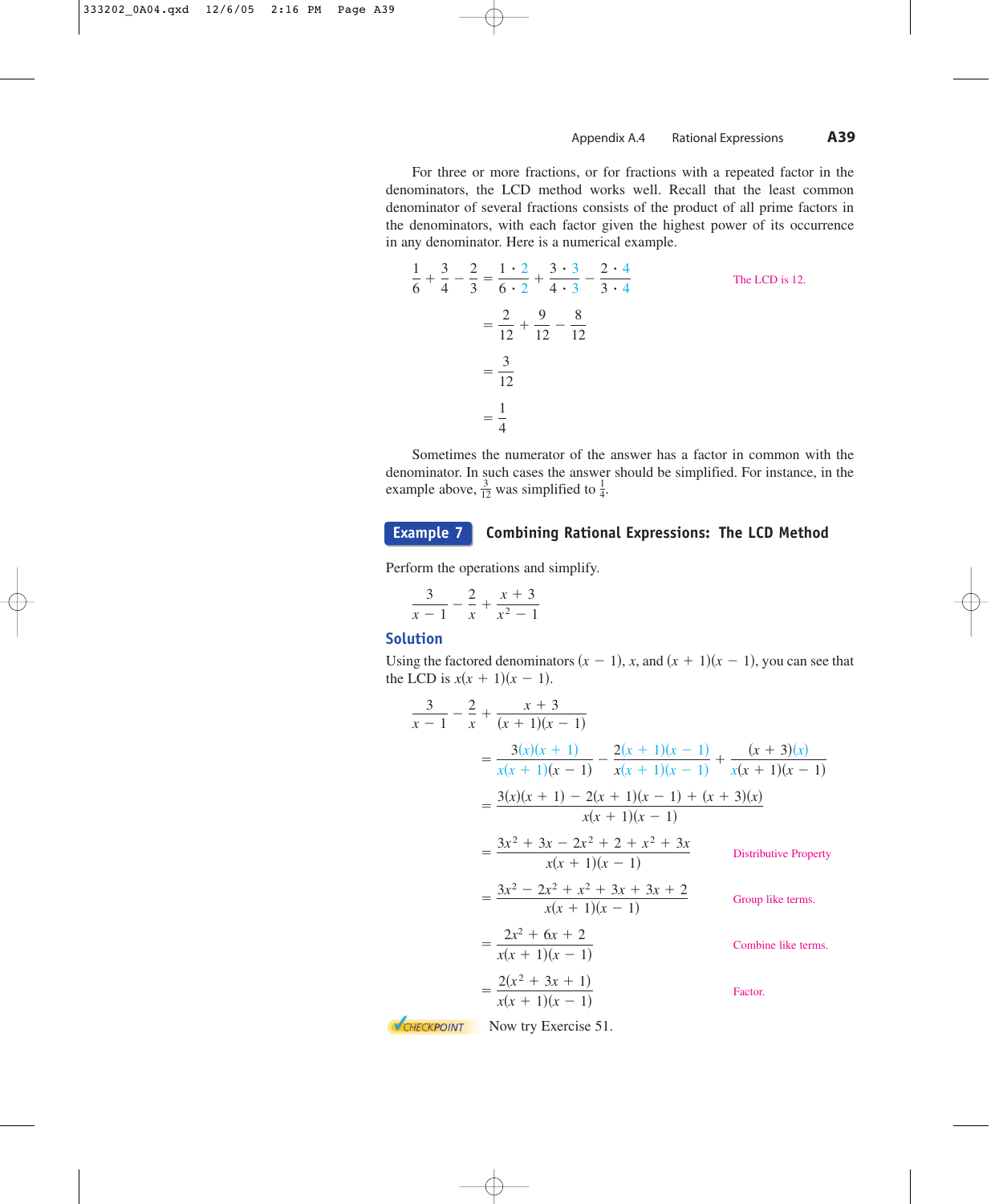For three or more fractions, or for fractions with a repeated factor in the denominators, the LCD method works well. Recall that the least common denominator of several fractions consists of the product of all prime factors in the denominators, with each factor given the highest power of its occurrence in any denominator. Here is a numerical example.

$$\begin{aligned}
\frac{1}{6} + \frac{3}{4} - \frac{2}{3} &= \frac{1 \cdot 2}{6 \cdot 2} + \frac{3 \cdot 3}{4 \cdot 3} - \frac{2 \cdot 4}{3 \cdot 4} && \text{The LCD is 12.} \\
&= \frac{2}{12} + \frac{9}{12} - \frac{8}{12} \\
&= \frac{3}{12} \\
&= \frac{1}{4}
\end{aligned}$$

Sometimes the numerator of the answer has a factor in common with the denominator. In such cases the answer should be simplified. For instance, in the example above, $\frac{3}{12}$ was simplified to $\frac{1}{4}$.

## Example 7 Combining Rational Expressions: The LCD Method

Perform the operations and simplify.

$$\frac{3}{x - 1} - \frac{2}{x} + \frac{x + 3}{x^2 - 1}$$

### Solution

Using the factored denominators $(x - 1)$, $x$, and $(x + 1)(x - 1)$, you can see that the LCD is $x(x + 1)(x - 1)$.

$$\begin{aligned}
&\frac{3}{x - 1} - \frac{2}{x} + \frac{x + 3}{(x + 1)(x - 1)} \\
&= \frac{3(x)(x + 1)}{x(x + 1)(x - 1)} - \frac{2(x + 1)(x - 1)}{x(x + 1)(x - 1)} + \frac{(x + 3)(x)}{x(x + 1)(x - 1)} \\
&= \frac{3(x)(x + 1) - 2(x + 1)(x - 1) + (x + 3)(x)}{x(x + 1)(x - 1)} \\
&= \frac{3x^2 + 3x - 2x^2 + 2 + x^2 + 3x}{x(x + 1)(x - 1)} && \text{Distributive Property} \\
&= \frac{3x^2 - 2x^2 + x^2 + 3x + 3x + 2}{x(x + 1)(x - 1)} && \text{Group like terms.} \\
&= \frac{2x^2 + 6x + 2}{x(x + 1)(x - 1)} && \text{Combine like terms.} \\
&= \frac{2(x^2 + 3x + 1)}{x(x + 1)(x - 1)} && \text{Factor.}
\end{aligned}$$

CHECKPOINT Now try Exercise 51.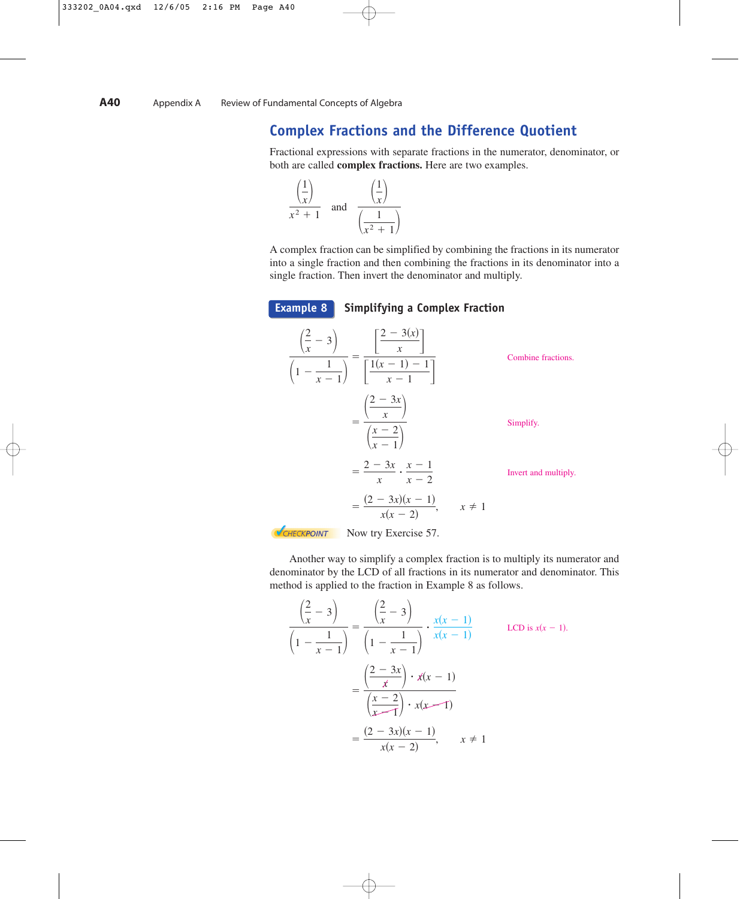## Complex Fractions and the Difference Quotient

Fractional expressions with separate fractions in the numerator, denominator, or both are called **complex fractions.** Here are two examples.

$$\frac{\left(\frac{1}{x}\right)}{x^2 + 1} \quad \text{and} \quad \frac{\left(\frac{1}{x}\right)}{\left(\frac{1}{x^2 + 1}\right)}$$

A complex fraction can be simplified by combining the fractions in its numerator into a single fraction and then combining the fractions in its denominator into a single fraction. Then invert the denominator and multiply.

### Example 8 Simplifying a Complex Fraction

$$\frac{\left(\frac{2}{x} - 3\right)}{\left(1 - \frac{1}{x - 1}\right)} = \frac{\left[\frac{2 - 3(x)}{x}\right]}{\left[\frac{1(x - 1) - 1}{x - 1}\right]} \qquad \text{Combine fractions.}$$

$$= \frac{\left(\frac{2 - 3x}{x}\right)}{\left(\frac{x - 2}{x - 1}\right)} \qquad \text{Simplify.}$$

$$= \frac{2 - 3x}{x} \cdot \frac{x - 1}{x - 2} \qquad \text{Invert and multiply.}$$

$$= \frac{(2 - 3x)(x - 1)}{x(x - 2)}, \quad x \neq 1$$

CHECKPOINT Now try Exercise 57.

Another way to simplify a complex fraction is to multiply its numerator and denominator by the LCD of all fractions in its numerator and denominator. This method is applied to the fraction in Example 8 as follows.

$$\frac{\left(\frac{2}{x} - 3\right)}{\left(1 - \frac{1}{x - 1}\right)} = \frac{\left(\frac{2}{x} - 3\right)}{\left(1 - \frac{1}{x - 1}\right)} \cdot \frac{x(x - 1)}{x(x - 1)} \qquad \text{LCD is } x(x - 1).$$

$$= \frac{\left(\frac{2 - 3x}{x}\right) \cdot x(x - 1)}{\left(\frac{x - 2}{x - 1}\right) \cdot x(x - 1)}$$

$$= \frac{(2 - 3x)(x - 1)}{x(x - 2)}, \quad x \neq 1$$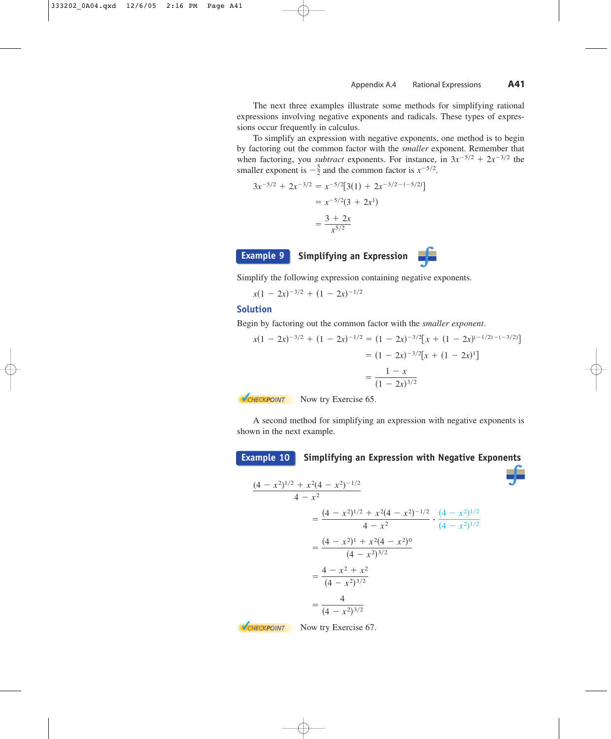The next three examples illustrate some methods for simplifying rational expressions involving negative exponents and radicals. These types of expressions occur frequently in calculus.

To simplify an expression with negative exponents, one method is to begin by factoring out the common factor with the *smaller* exponent. Remember that when factoring, you *subtract* exponents. For instance, in $3x^{-5/2} + 2x^{-3/2}$ the smaller exponent is $-\frac{5}{2}$ and the common factor is $x^{-5/2}$.

$$
\begin{aligned}
3x^{-5/2} + 2x^{-3/2} &= x^{-5/2}[3(1) + 2x^{-3/2-(-5/2)}] \\
&= x^{-5/2}(3 + 2x^{1}) \\
&= \frac{3 + 2x}{x^{5/2}}
\end{aligned}
$$

## Example 9 Simplifying an Expression

Simplify the following expression containing negative exponents.

$$x(1 - 2x)^{-3/2} + (1 - 2x)^{-1/2}$$

### Solution

Begin by factoring out the common factor with the *smaller exponent*.

$$
\begin{aligned}
x(1 - 2x)^{-3/2} + (1 - 2x)^{-1/2} &= (1 - 2x)^{-3/2}[x + (1 - 2x)^{(-1/2)-(-3/2)}] \\
&= (1 - 2x)^{-3/2}[x + (1 - 2x)^{1}] \\
&= \frac{1 - x}{(1 - 2x)^{3/2}}
\end{aligned}
$$

**CHECKPOINT** Now try Exercise 65.

A second method for simplifying an expression with negative exponents is shown in the next example.

## Example 10 Simplifying an Expression with Negative Exponents

$$
\begin{aligned}
&\frac{(4 - x^2)^{1/2} + x^2(4 - x^2)^{-1/2}}{4 - x^2} \\
&\quad = \frac{(4 - x^2)^{1/2} + x^2(4 - x^2)^{-1/2}}{4 - x^2} \cdot \frac{(4 - x^2)^{1/2}}{(4 - x^2)^{1/2}} \\
&\quad = \frac{(4 - x^2)^{1} + x^2(4 - x^2)^{0}}{(4 - x^2)^{3/2}} \\
&\quad = \frac{4 - x^2 + x^2}{(4 - x^2)^{3/2}} \\
&\quad = \frac{4}{(4 - x^2)^{3/2}}
\end{aligned}
$$

**CHECKPOINT** Now try Exercise 67.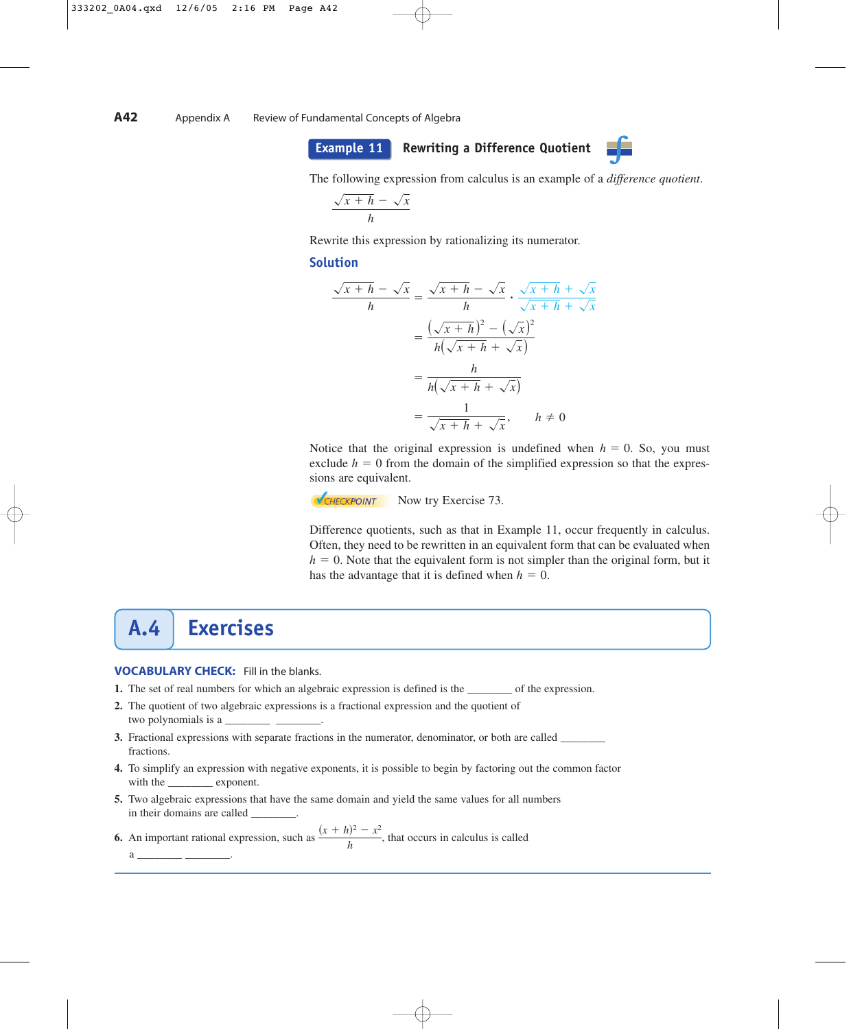## Example 11 Rewriting a Difference Quotient

The following expression from calculus is an example of a *difference quotient*.

$$\frac{\sqrt{x+h}-\sqrt{x}}{h}$$

Rewrite this expression by rationalizing its numerator.

### Solution

$$\begin{aligned}
\frac{\sqrt{x+h}-\sqrt{x}}{h} &= \frac{\sqrt{x+h}-\sqrt{x}}{h} \cdot \frac{\sqrt{x+h}+\sqrt{x}}{\sqrt{x+h}+\sqrt{x}} \\
&= \frac{\left(\sqrt{x+h}\right)^2-\left(\sqrt{x}\right)^2}{h\left(\sqrt{x+h}+\sqrt{x}\right)} \\
&= \frac{h}{h\left(\sqrt{x+h}+\sqrt{x}\right)} \\
&= \frac{1}{\sqrt{x+h}+\sqrt{x}}, \qquad h \neq 0
\end{aligned}$$

Notice that the original expression is undefined when $h = 0$. So, you must exclude $h = 0$ from the domain of the simplified expression so that the expressions are equivalent.

CHECKPOINT Now try Exercise 73.

Difference quotients, such as that in Example 11, occur frequently in calculus. Often, they need to be rewritten in an equivalent form that can be evaluated when $h = 0$. Note that the equivalent form is not simpler than the original form, but it has the advantage that it is defined when $h = 0$.

# A.4 Exercises

**VOCABULARY CHECK:** Fill in the blanks.

1. The set of real numbers for which an algebraic expression is defined is the ________ of the expression.
2. The quotient of two algebraic expressions is a fractional expression and the quotient of two polynomials is a ________ ________.
3. Fractional expressions with separate fractions in the numerator, denominator, or both are called ________ fractions.
4. To simplify an expression with negative exponents, it is possible to begin by factoring out the common factor with the ________ exponent.
5. Two algebraic expressions that have the same domain and yield the same values for all numbers in their domains are called ________.
6. An important rational expression, such as $\frac{(x+h)^2 - x^2}{h}$, that occurs in calculus is called a ________ ________.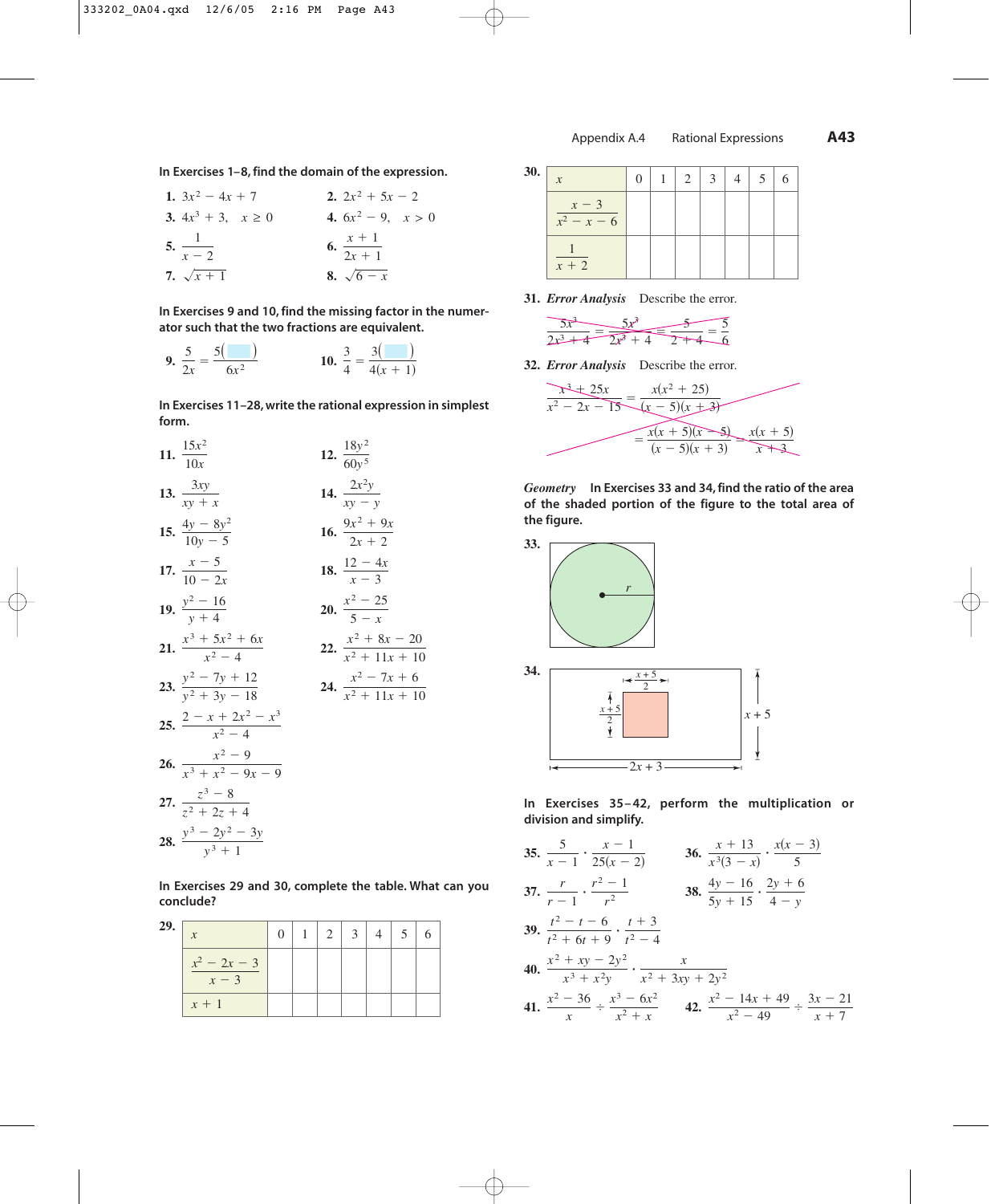**In Exercises 1–8, find the domain of the expression.**

1. $3x^2 - 4x + 7$

2. $2x^2 + 5x - 2$

3. $4x^3 + 3, \quad x \geq 0$

4. $6x^2 - 9, \quad x > 0$

5. $\dfrac{1}{x - 2}$

6. $\dfrac{x + 1}{2x + 1}$

7. $\sqrt{x + 1}$

8. $\sqrt{6 - x}$

**In Exercises 9 and 10, find the missing factor in the numerator such that the two fractions are equivalent.**

9. $\dfrac{5}{2x} = \dfrac{5(\quad)}{6x^2}$

10. $\dfrac{3}{4} = \dfrac{3(\quad)}{4(x + 1)}$

**In Exercises 11–28, write the rational expression in simplest form.**

11. $\dfrac{15x^2}{10x}$

12. $\dfrac{18y^2}{60y^5}$

13. $\dfrac{3xy}{xy + x}$

14. $\dfrac{2x^2y}{xy - y}$

15. $\dfrac{4y - 8y^2}{10y - 5}$

16. $\dfrac{9x^2 + 9x}{2x + 2}$

17. $\dfrac{x - 5}{10 - 2x}$

18. $\dfrac{12 - 4x}{x - 3}$

19. $\dfrac{y^2 - 16}{y + 4}$

20. $\dfrac{x^2 - 25}{5 - x}$

21. $\dfrac{x^3 + 5x^2 + 6x}{x^2 - 4}$

22. $\dfrac{x^2 + 8x - 20}{x^2 + 11x + 10}$

23. $\dfrac{y^2 - 7y + 12}{y^2 + 3y - 18}$

24. $\dfrac{x^2 - 7x + 6}{x^2 + 11x + 10}$

25. $\dfrac{2 - x + 2x^2 - x^3}{x^2 - 4}$

26. $\dfrac{x^2 - 9}{x^3 + x^2 - 9x - 9}$

27. $\dfrac{z^3 - 8}{z^2 + 2z + 4}$

28. $\dfrac{y^3 - 2y^2 - 3y}{y^3 + 1}$

**In Exercises 29 and 30, complete the table. What can you conclude?**

29.

| $x$ | 0 | 1 | 2 | 3 | 4 | 5 | 6 |
|---|---|---|---|---|---|---|---|
| $\dfrac{x^2 - 2x - 3}{x - 3}$ | | | | | | | |
| $x + 1$ | | | | | | | |

30.

| $x$ | 0 | 1 | 2 | 3 | 4 | 5 | 6 |
|---|---|---|---|---|---|---|---|
| $\dfrac{x - 3}{x^2 - x - 6}$ | | | | | | | |
| $\dfrac{1}{x + 2}$ | | | | | | | |

31. ***Error Analysis*** Describe the error.

$$\frac{5x^3}{2x^3 + 4} = \frac{5x^3}{2x^3 + 4} = \frac{5}{2 + 4} = \frac{5}{6}$$

32. ***Error Analysis*** Describe the error.

$$\frac{x^3 + 25x}{x^2 - 2x - 15} = \frac{x(x^2 + 25)}{(x - 5)(x + 3)} = \frac{x(x + 5)(x - 5)}{(x - 5)(x + 3)} = \frac{x(x + 5)}{x + 3}$$

***Geometry*** **In Exercises 33 and 34, find the ratio of the area of the shaded portion of the figure to the total area of the figure.**

33. (Circle of radius $r$ inscribed in a square)

34. (Rectangle with width $2x + 3$ and height $x + 5$, containing a shaded square with sides $\dfrac{x + 5}{2}$)

**In Exercises 35–42, perform the multiplication or division and simplify.**

35. $\dfrac{5}{x - 1} \cdot \dfrac{x - 1}{25(x - 2)}$

36. $\dfrac{x + 13}{x^3(3 - x)} \cdot \dfrac{x(x - 3)}{5}$

37. $\dfrac{r}{r - 1} \cdot \dfrac{r^2 - 1}{r^2}$

38. $\dfrac{4y - 16}{5y + 15} \cdot \dfrac{2y + 6}{4 - y}$

39. $\dfrac{t^2 - t - 6}{t^2 + 6t + 9} \cdot \dfrac{t + 3}{t^2 - 4}$

40. $\dfrac{x^2 + xy - 2y^2}{x^3 + x^2y} \cdot \dfrac{x}{x^2 + 3xy + 2y^2}$

41. $\dfrac{x^2 - 36}{x} \div \dfrac{x^3 - 6x^2}{x^2 + x}$

42. $\dfrac{x^2 - 14x + 49}{x^2 - 49} \div \dfrac{3x - 21}{x + 7}$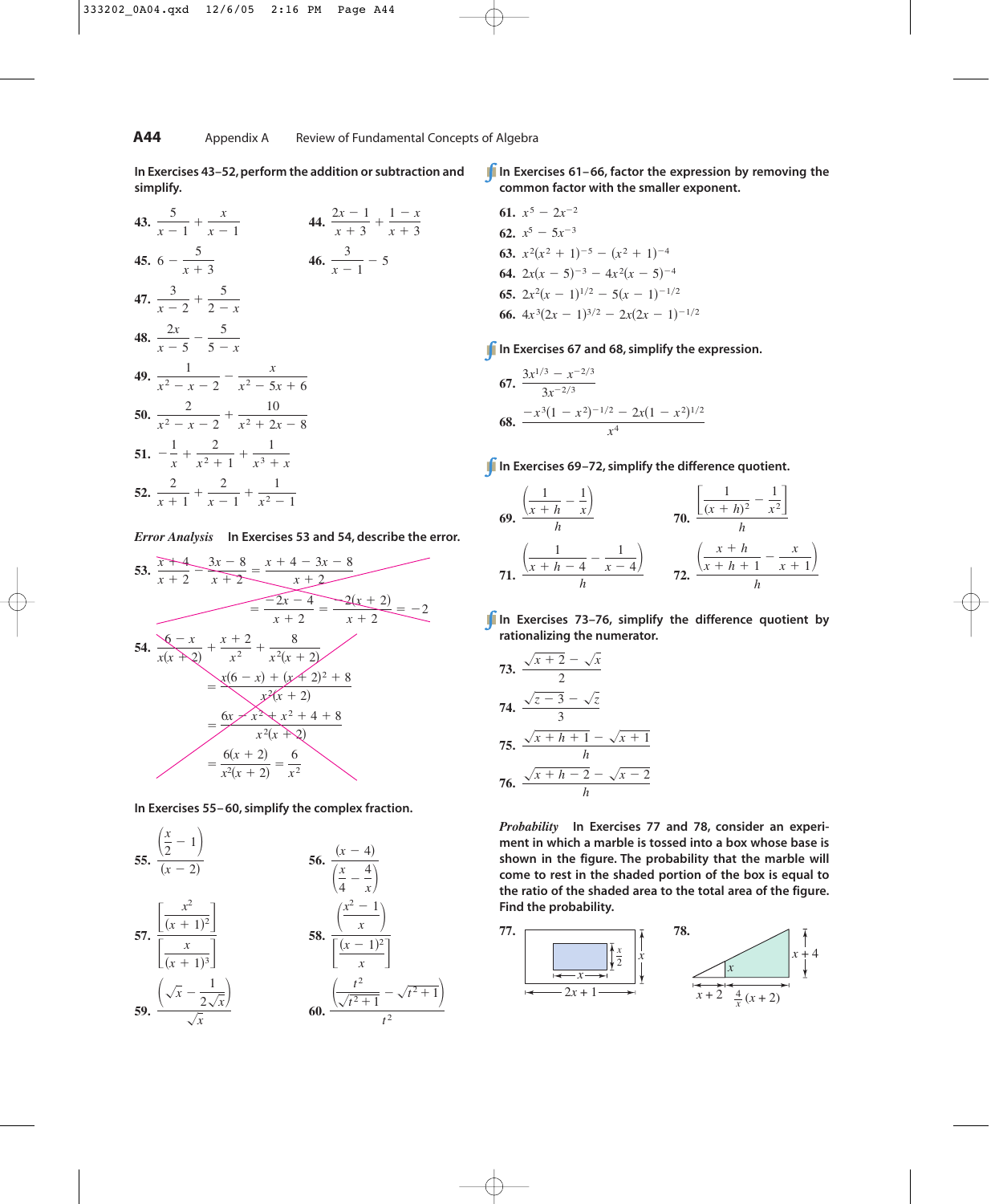In Exercises 43–52, perform the addition or subtraction and simplify.

**43.** $\dfrac{5}{x-1} + \dfrac{x}{x-1}$

**44.** $\dfrac{2x-1}{x+3} + \dfrac{1-x}{x+3}$

**45.** $6 - \dfrac{5}{x+3}$

**46.** $\dfrac{3}{x-1} - 5$

**47.** $\dfrac{3}{x-2} + \dfrac{5}{2-x}$

**48.** $\dfrac{2x}{x-5} - \dfrac{5}{5-x}$

**49.** $\dfrac{1}{x^2-x-2} - \dfrac{x}{x^2-5x+6}$

**50.** $\dfrac{2}{x^2-x-2} + \dfrac{10}{x^2+2x-8}$

**51.** $-\dfrac{1}{x} + \dfrac{2}{x^2+1} + \dfrac{1}{x^3+x}$

**52.** $\dfrac{2}{x+1} + \dfrac{2}{x-1} + \dfrac{1}{x^2-1}$

*Error Analysis* In Exercises 53 and 54, describe the error.

**53.** $\dfrac{x+4}{x+2} - \dfrac{3x-8}{x+2} = \dfrac{x+4-3x-8}{x+2} = \dfrac{-2x-4}{x+2} = \dfrac{-2(x+2)}{x+2} = -2$

**54.** $\dfrac{6-x}{x(x+2)} + \dfrac{x+2}{x^2} + \dfrac{8}{x^2(x+2)}$
$= \dfrac{x(6-x)+(x+2)^2+8}{x^2(x+2)}$
$= \dfrac{6x-x^2+x^2+4+8}{x^2(x+2)}$
$= \dfrac{6(x+2)}{x^2(x+2)} = \dfrac{6}{x^2}$

In Exercises 55–60, simplify the complex fraction.

**55.** $\dfrac{\left(\dfrac{x}{2}-1\right)}{(x-2)}$

**56.** $\dfrac{(x-4)}{\left(\dfrac{x}{4}-\dfrac{4}{x}\right)}$

**57.** $\dfrac{\left[\dfrac{x^2}{(x+1)^2}\right]}{\left[\dfrac{x}{(x+1)^3}\right]}$

**58.** $\dfrac{\left(\dfrac{x^2-1}{x}\right)}{\left[\dfrac{(x-1)^2}{x}\right]}$

**59.** $\dfrac{\left(\sqrt{x}-\dfrac{1}{2\sqrt{x}}\right)}{\sqrt{x}}$

**60.** $\dfrac{\left(\dfrac{t^2}{\sqrt{t^2+1}}-\sqrt{t^2+1}\right)}{t^2}$

In Exercises 61–66, factor the expression by removing the common factor with the smaller exponent.

**61.** $x^5 - 2x^{-2}$

**62.** $x^5 - 5x^{-3}$

**63.** $x^2(x^2+1)^{-5} - (x^2+1)^{-4}$

**64.** $2x(x-5)^{-3} - 4x^2(x-5)^{-4}$

**65.** $2x^2(x-1)^{1/2} - 5(x-1)^{-1/2}$

**66.** $4x^3(2x-1)^{3/2} - 2x(2x-1)^{-1/2}$

In Exercises 67 and 68, simplify the expression.

**67.** $\dfrac{3x^{1/3}-x^{-2/3}}{3x^{-2/3}}$

**68.** $\dfrac{-x^3(1-x^2)^{-1/2}-2x(1-x^2)^{1/2}}{x^4}$

In Exercises 69–72, simplify the difference quotient.

**69.** $\dfrac{\left(\dfrac{1}{x+h}-\dfrac{1}{x}\right)}{h}$

**70.** $\dfrac{\left[\dfrac{1}{(x+h)^2}-\dfrac{1}{x^2}\right]}{h}$

**71.** $\dfrac{\left(\dfrac{1}{x+h-4}-\dfrac{1}{x-4}\right)}{h}$

**72.** $\dfrac{\left(\dfrac{x+h}{x+h+1}-\dfrac{x}{x+1}\right)}{h}$

In Exercises 73–76, simplify the difference quotient by rationalizing the numerator.

**73.** $\dfrac{\sqrt{x+2}-\sqrt{x}}{2}$

**74.** $\dfrac{\sqrt{z-3}-\sqrt{z}}{3}$

**75.** $\dfrac{\sqrt{x+h+1}-\sqrt{x+1}}{h}$

**76.** $\dfrac{\sqrt{x+h-2}-\sqrt{x-2}}{h}$

*Probability* In Exercises 77 and 78, consider an experiment in which a marble is tossed into a box whose base is shown in the figure. The probability that the marble will come to rest in the shaded portion of the box is equal to the ratio of the shaded area to the total area of the figure. Find the probability.

**77.** (Figure: rectangle of width $2x+1$ and height $x$, with shaded rectangle of width $x$ and height $\frac{x}{2}$)

**78.** (Figure: right triangle of base $x+2$ plus $\frac{4}{x}(x+2)$ and height $x+4$, with shaded region; inner height $x$)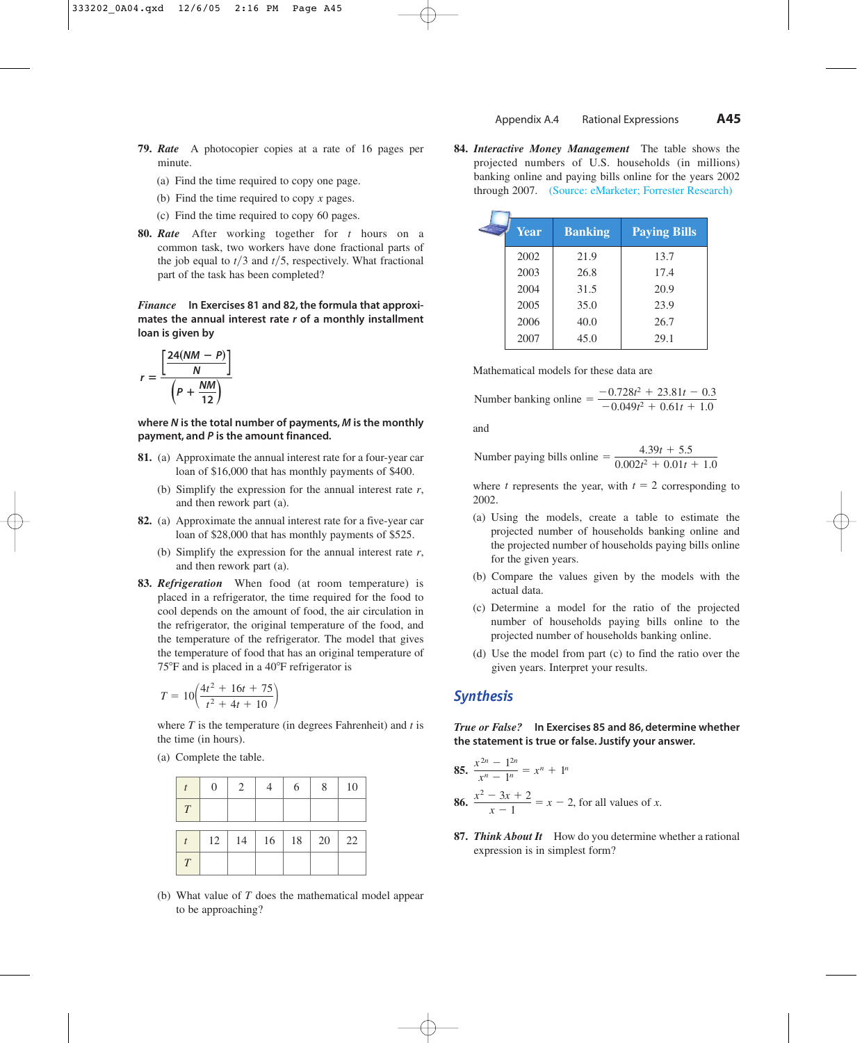**79.** ***Rate*** A photocopier copies at a rate of 16 pages per minute.

(a) Find the time required to copy one page.

(b) Find the time required to copy $x$ pages.

(c) Find the time required to copy 60 pages.

**80.** ***Rate*** After working together for $t$ hours on a common task, two workers have done fractional parts of the job equal to $t/3$ and $t/5$, respectively. What fractional part of the task has been completed?

***Finance*** **In Exercises 81 and 82, the formula that approximates the annual interest rate $r$ of a monthly installment loan is given by**

$$r = \frac{\left[\frac{24(NM - P)}{N}\right]}{\left(P + \frac{NM}{12}\right)}$$

**where $N$ is the total number of payments, $M$ is the monthly payment, and $P$ is the amount financed.**

**81.** (a) Approximate the annual interest rate for a four-year car loan of $16,000 that has monthly payments of $400.

(b) Simplify the expression for the annual interest rate $r$, and then rework part (a).

**82.** (a) Approximate the annual interest rate for a five-year car loan of $28,000 that has monthly payments of $525.

(b) Simplify the expression for the annual interest rate $r$, and then rework part (a).

**83.** ***Refrigeration*** When food (at room temperature) is placed in a refrigerator, the time required for the food to cool depends on the amount of food, the air circulation in the refrigerator, the original temperature of the food, and the temperature of the refrigerator. The model that gives the temperature of food that has an original temperature of 75°F and is placed in a 40°F refrigerator is

$$T = 10\left(\frac{4t^2 + 16t + 75}{t^2 + 4t + 10}\right)$$

where $T$ is the temperature (in degrees Fahrenheit) and $t$ is the time (in hours).

(a) Complete the table.

| $t$ | 0 | 2 | 4 | 6 | 8 | 10 |
|---|---|---|---|---|---|---|
| $T$ | | | | | | |

| $t$ | 12 | 14 | 16 | 18 | 20 | 22 |
|---|---|---|---|---|---|---|
| $T$ | | | | | | |

(b) What value of $T$ does the mathematical model appear to be approaching?

**84.** ***Interactive Money Management*** The table shows the projected numbers of U.S. households (in millions) banking online and paying bills online for the years 2002 through 2007. (Source: eMarketer; Forrester Research)

| Year | Banking | Paying Bills |
|---|---|---|
| 2002 | 21.9 | 13.7 |
| 2003 | 26.8 | 17.4 |
| 2004 | 31.5 | 20.9 |
| 2005 | 35.0 | 23.9 |
| 2006 | 40.0 | 26.7 |
| 2007 | 45.0 | 29.1 |

Mathematical models for these data are

$$\text{Number banking online} = \frac{-0.728t^2 + 23.81t - 0.3}{-0.049t^2 + 0.61t + 1.0}$$

and

$$\text{Number paying bills online} = \frac{4.39t + 5.5}{0.002t^2 + 0.01t + 1.0}$$

where $t$ represents the year, with $t = 2$ corresponding to 2002.

(a) Using the models, create a table to estimate the projected number of households banking online and the projected number of households paying bills online for the given years.

(b) Compare the values given by the models with the actual data.

(c) Determine a model for the ratio of the projected number of households paying bills online to the projected number of households banking online.

(d) Use the model from part (c) to find the ratio over the given years. Interpret your results.

## Synthesis

***True or False?*** **In Exercises 85 and 86, determine whether the statement is true or false. Justify your answer.**

**85.** $\dfrac{x^{2n} - 1^{2n}}{x^n - 1^n} = x^n + 1^n$

**86.** $\dfrac{x^2 - 3x + 2}{x - 1} = x - 2$, for all values of $x$.

**87.** ***Think About It*** How do you determine whether a rational expression is in simplest form?